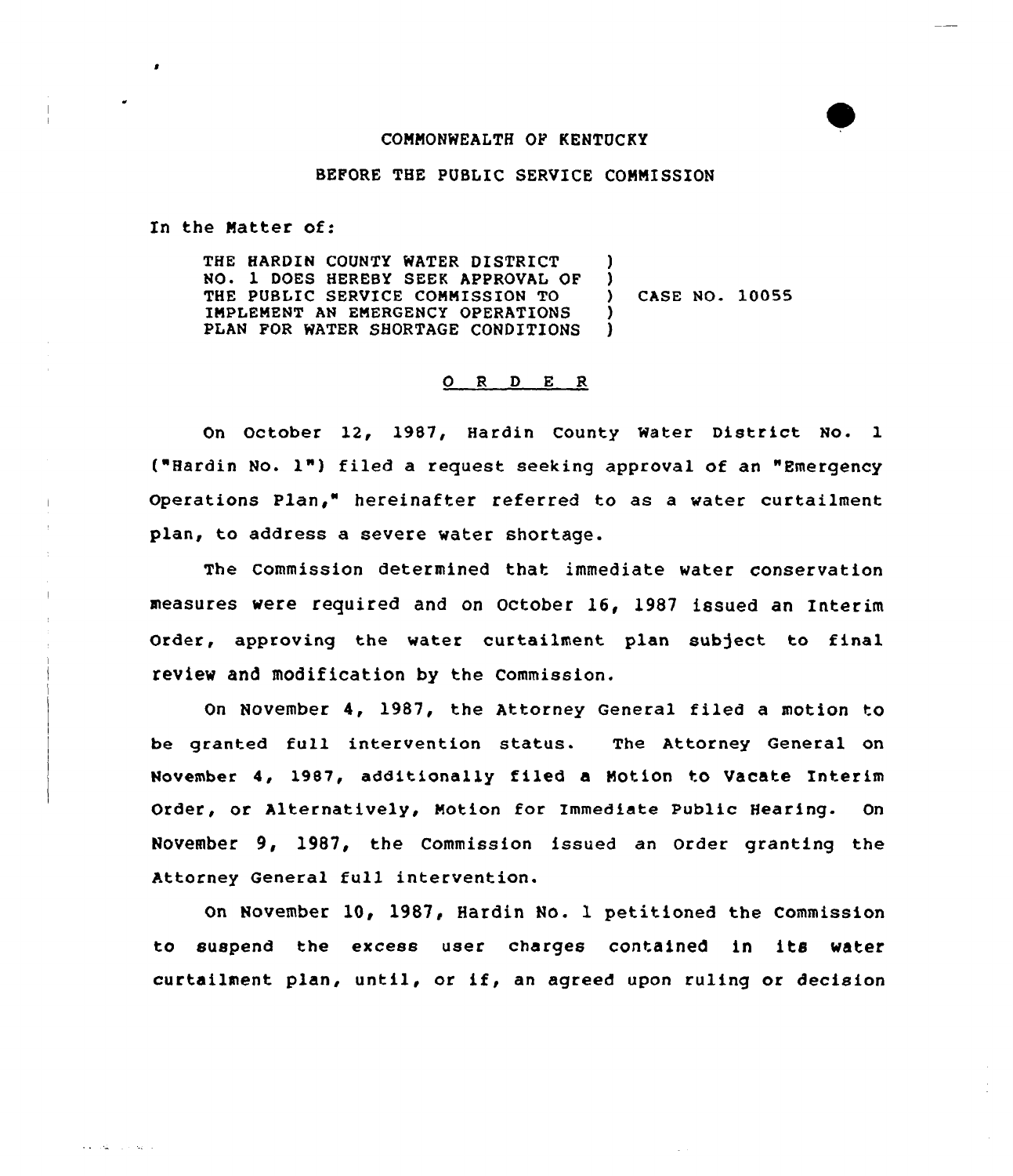COMMONWEALTH OF KENTUCKY

BEFORE THE PUBLIC SERVICE COMMISSION

In the Matter of:

| | | |
|---|---|---|
| THE HARDIN COUNTY WATER DISTRICT NO. 1 DOES HEREBY SEEK APPROVAL OF THE PUBLIC SERVICE COMMISSION TO IMPLEMENT AN EMERGENCY OPERATIONS PLAN FOR WATER SHORTAGE CONDITIONS | ) | CASE NO. 10055 |

## O R D E R

On October 12, 1987, Hardin County Water District No. 1 ("Hardin No. 1") filed a request seeking approval of an "Emergency Operations Plan," hereinafter referred to as a water curtailment plan, to address a severe water shortage.

The Commission determined that immediate water conservation measures were required and on October 16, 1987 issued an Interim Order, approving the water curtailment plan subject to final review and modification by the Commission.

On November 4, 1987, the Attorney General filed a motion to be granted full intervention status. The Attorney General on November 4, 1987, additionally filed a Motion to Vacate Interim Order, or Alternatively, Motion for Immediate Public Hearing. On November 9, 1987, the Commission issued an Order granting the Attorney General full intervention.

On November 10, 1987, Hardin No. 1 petitioned the Commission to suspend the excess user charges contained in its water curtailment plan, until, or if, an agreed upon ruling or decision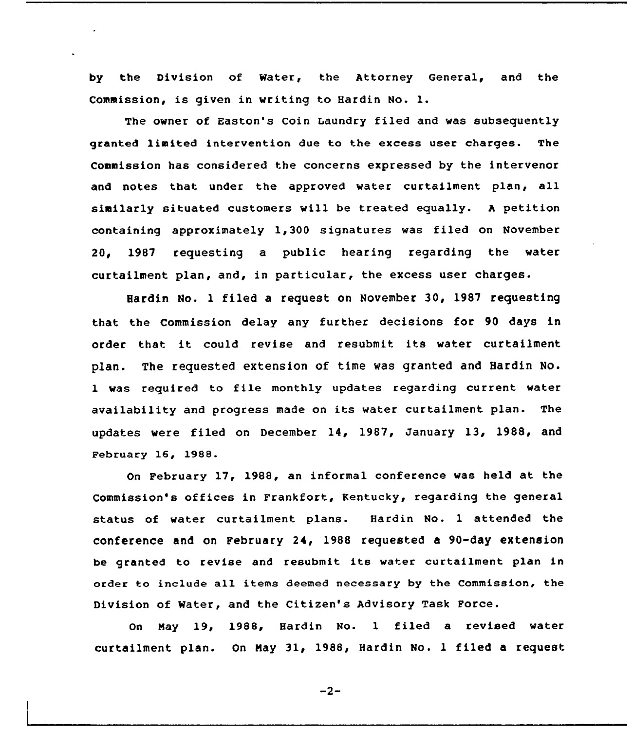by the Division of Water, the Attorney General, and the Commission, is given in writing to Hardin No. 1.

The owner of Easton's Coin Laundry filed and was subsequently granted limited intervention due to the excess user charges. The Commission has considered the concerns expressed by the intervenor and notes that under the approved water curtailment plan, all similarly situated customers will be treated equally. A petition containing approximately 1,300 signatures was filed on November 20, 1987 requesting a public hearing regarding the water curtailment plan, and, in particular, the excess user charges.

Hardin No. 1 filed a request on November 30, 1987 requesting that the Commission delay any further decisions for 90 days in order that it could revise and resubmit its water curtailment plan. The requested extension of time was granted and Hardin No. 1 was required to file monthly updates regarding current water availability and progress made on its water curtailment plan. The updates were filed on December 14, 1987, January 13, 1988, and February 16, 1988.

On February 17, 1988, an informal conference was held at the Commission's offices in Frankfort, Kentucky, regarding the general status of water curtailment plans. Hardin No. 1 attended the conference and on February 24, 1988 requested a 90-day extension be granted to revise and resubmit its water curtailment plan in order to include all items deemed necessary by the Commission, the Division of Water, and the Citizen's Advisory Task Force.

On May 19, 1988, Hardin No. 1 filed a revised water curtailment plan. On May 31, 1988, Hardin No. 1 filed a request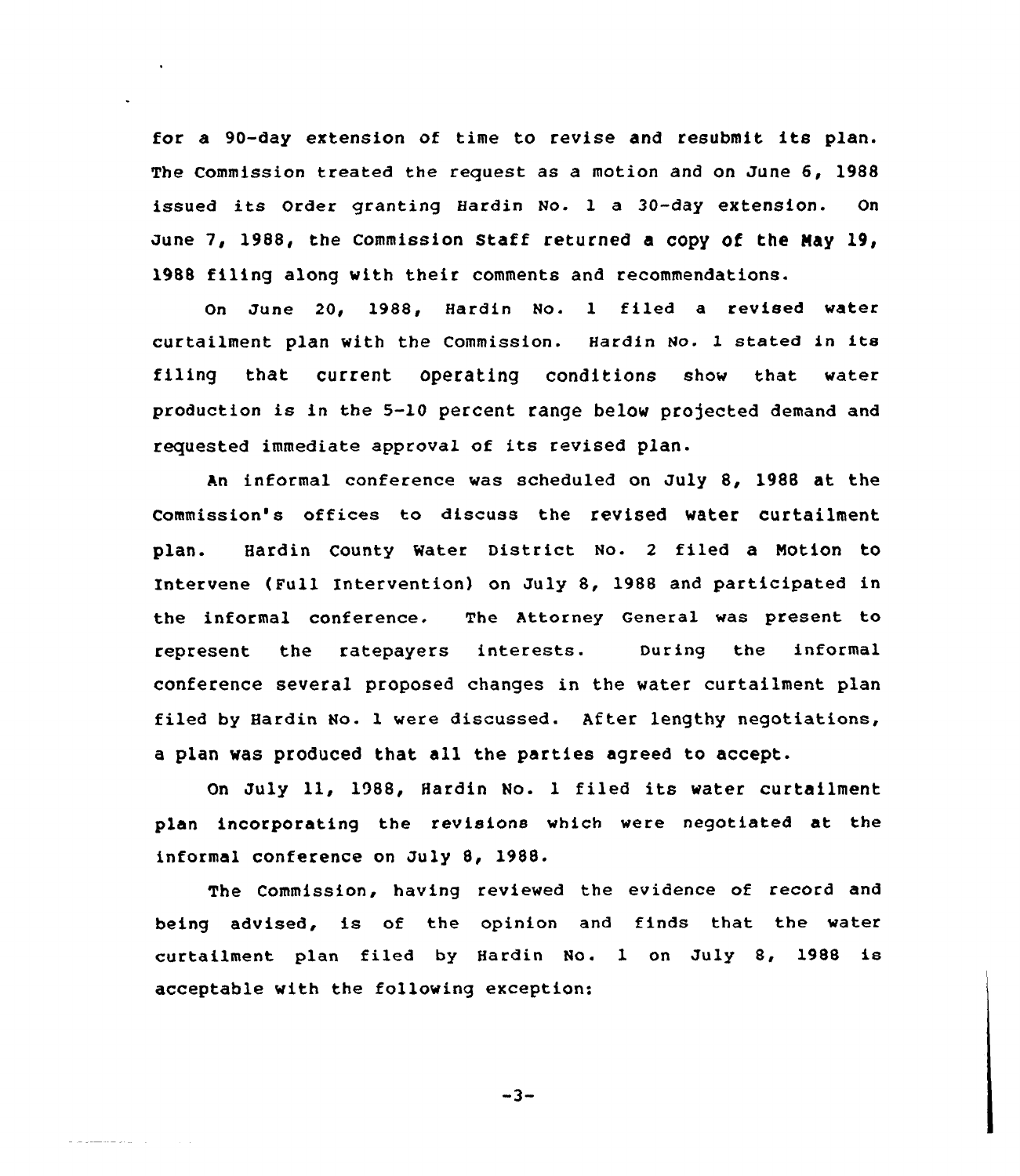for a 90-day extension of time to revise and resubmit its plan. The Commission treated the request as a motion and on June 6, 1988 issued its Order granting Hardin No. 1 a 30-day extension. On June 7, 1988, the Commission Staff returned a copy of the May 19, 1988 filing along with their comments and recommendations.

On June 20, 1988, Hardin No. 1 filed a revised water curtailment plan with the Commission. Hardin No. 1 stated in its filing that current operating conditions show that water production is in the 5-10 percent range below projected demand and requested immediate approval of its revised plan.

An informal conference was scheduled on July 8, 1988 at the Commission's offices to discuss the revised water curtailment plan. Hardin County Water District No. 2 filed a Motion to Intervene (Full Intervention) on July 8, 1988 and participated in the informal conference. The Attorney General was present to represent the ratepayers interests. During the informal conference several proposed changes in the water curtailment plan filed by Hardin No. 1 were discussed. After lengthy negotiations, a plan was produced that all the parties agreed to accept.

On July 11, 1988, Hardin No. 1 filed its water curtailment plan incorporating the revisions which were negotiated at the informal conference on July 8, 1988.

The Commission, having reviewed the evidence of record and being advised, is of the opinion and finds that the water curtailment plan filed by Hardin No. 1 on July 8, 1988 is acceptable with the following exception: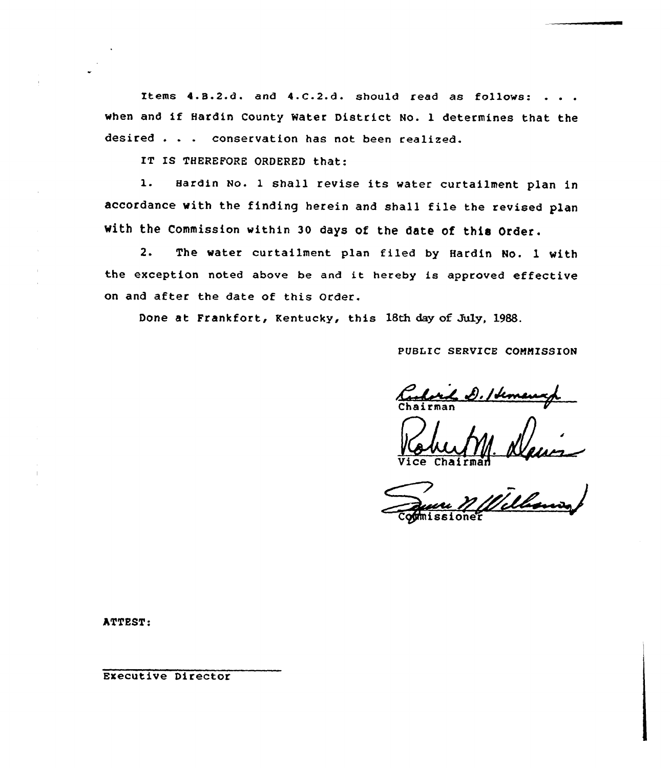Items 4.B.2.d. and 4.C.2.d. should read as follows: . . . when and if Hardin County Water District No. 1 determines that the desired . . . conservation has not been realized.

IT IS THEREFORE ORDERED that:

1. Hardin No. 1 shall revise its water curtailment plan in accordance with the finding herein and shall file the revised plan with the Commission within 30 days of the date of this Order.

2. The water curtailment plan filed by Hardin No. 1 with the exception noted above be and it hereby is approved effective on and after the date of this Order.

Done at Frankfort, Kentucky, this 18th day of July, 1988.

PUBLIC SERVICE COMMISSION

Chairman

Vice Chairman

Commissioner

ATTEST:

Executive Director